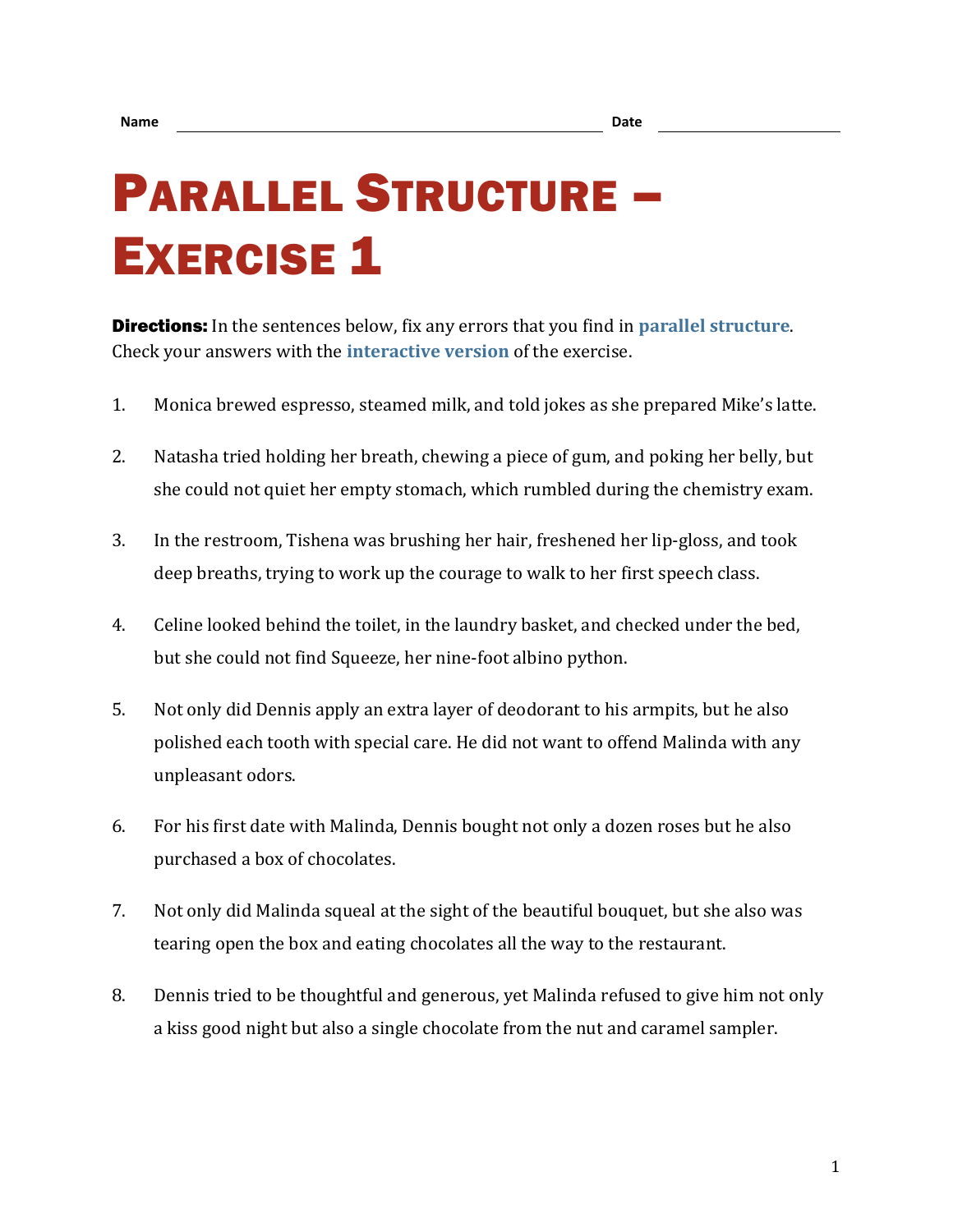Name ______________________________ Date ______________

# Parallel Structure – Exercise 1

**Directions:** In the sentences below, fix any errors that you find in parallel structure. Check your answers with the interactive version of the exercise.

1. Monica brewed espresso, steamed milk, and told jokes as she prepared Mike's latte.

2. Natasha tried holding her breath, chewing a piece of gum, and poking her belly, but she could not quiet her empty stomach, which rumbled during the chemistry exam.

3. In the restroom, Tishena was brushing her hair, freshened her lip-gloss, and took deep breaths, trying to work up the courage to walk to her first speech class.

4. Celine looked behind the toilet, in the laundry basket, and checked under the bed, but she could not find Squeeze, her nine-foot albino python.

5. Not only did Dennis apply an extra layer of deodorant to his armpits, but he also polished each tooth with special care. He did not want to offend Malinda with any unpleasant odors.

6. For his first date with Malinda, Dennis bought not only a dozen roses but he also purchased a box of chocolates.

7. Not only did Malinda squeal at the sight of the beautiful bouquet, but she also was tearing open the box and eating chocolates all the way to the restaurant.

8. Dennis tried to be thoughtful and generous, yet Malinda refused to give him not only a kiss good night but also a single chocolate from the nut and caramel sampler.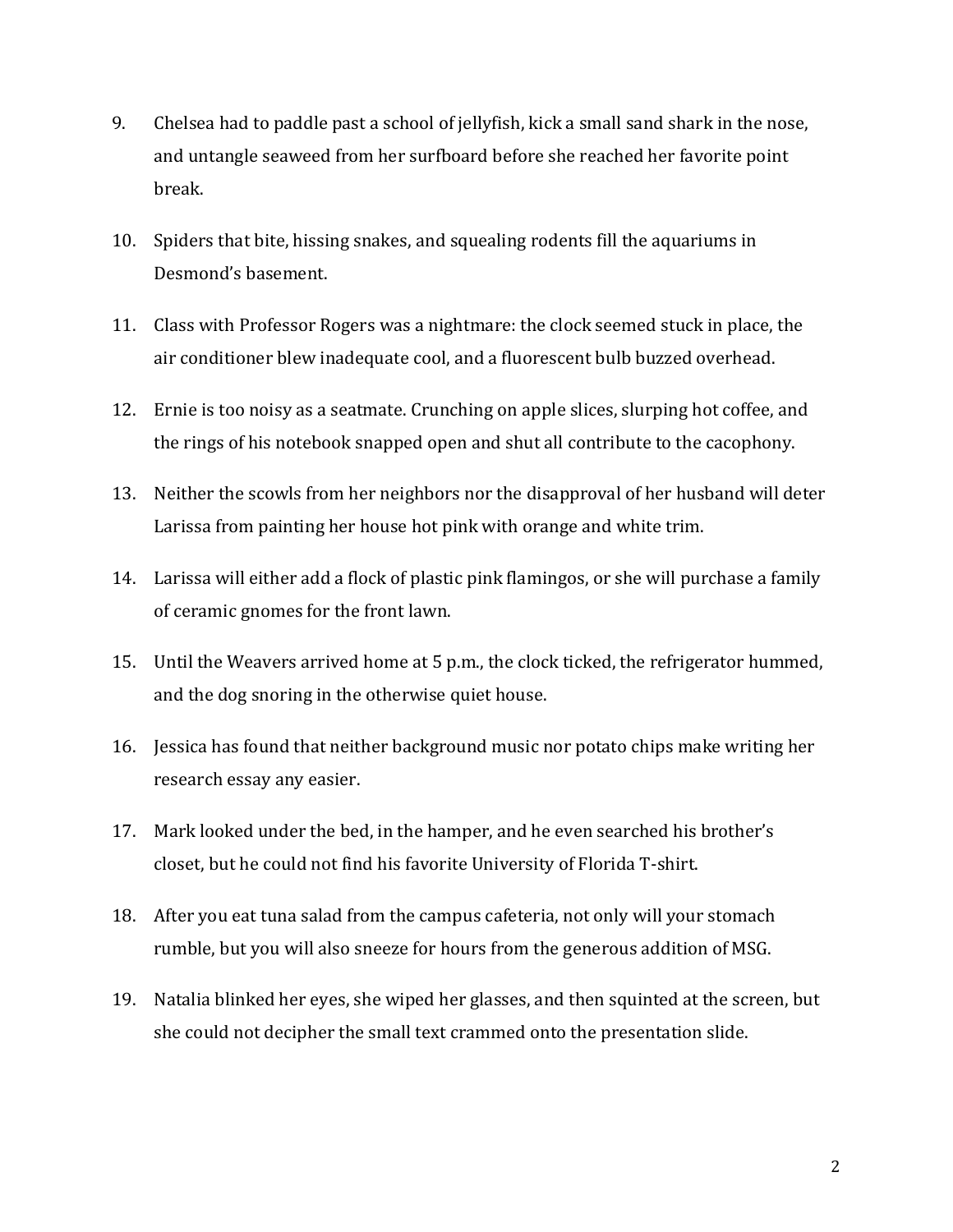9. Chelsea had to paddle past a school of jellyfish, kick a small sand shark in the nose, and untangle seaweed from her surfboard before she reached her favorite point break.

10. Spiders that bite, hissing snakes, and squealing rodents fill the aquariums in Desmond's basement.

11. Class with Professor Rogers was a nightmare: the clock seemed stuck in place, the air conditioner blew inadequate cool, and a fluorescent bulb buzzed overhead.

12. Ernie is too noisy as a seatmate. Crunching on apple slices, slurping hot coffee, and the rings of his notebook snapped open and shut all contribute to the cacophony.

13. Neither the scowls from her neighbors nor the disapproval of her husband will deter Larissa from painting her house hot pink with orange and white trim.

14. Larissa will either add a flock of plastic pink flamingos, or she will purchase a family of ceramic gnomes for the front lawn.

15. Until the Weavers arrived home at 5 p.m., the clock ticked, the refrigerator hummed, and the dog snoring in the otherwise quiet house.

16. Jessica has found that neither background music nor potato chips make writing her research essay any easier.

17. Mark looked under the bed, in the hamper, and he even searched his brother's closet, but he could not find his favorite University of Florida T-shirt.

18. After you eat tuna salad from the campus cafeteria, not only will your stomach rumble, but you will also sneeze for hours from the generous addition of MSG.

19. Natalia blinked her eyes, she wiped her glasses, and then squinted at the screen, but she could not decipher the small text crammed onto the presentation slide.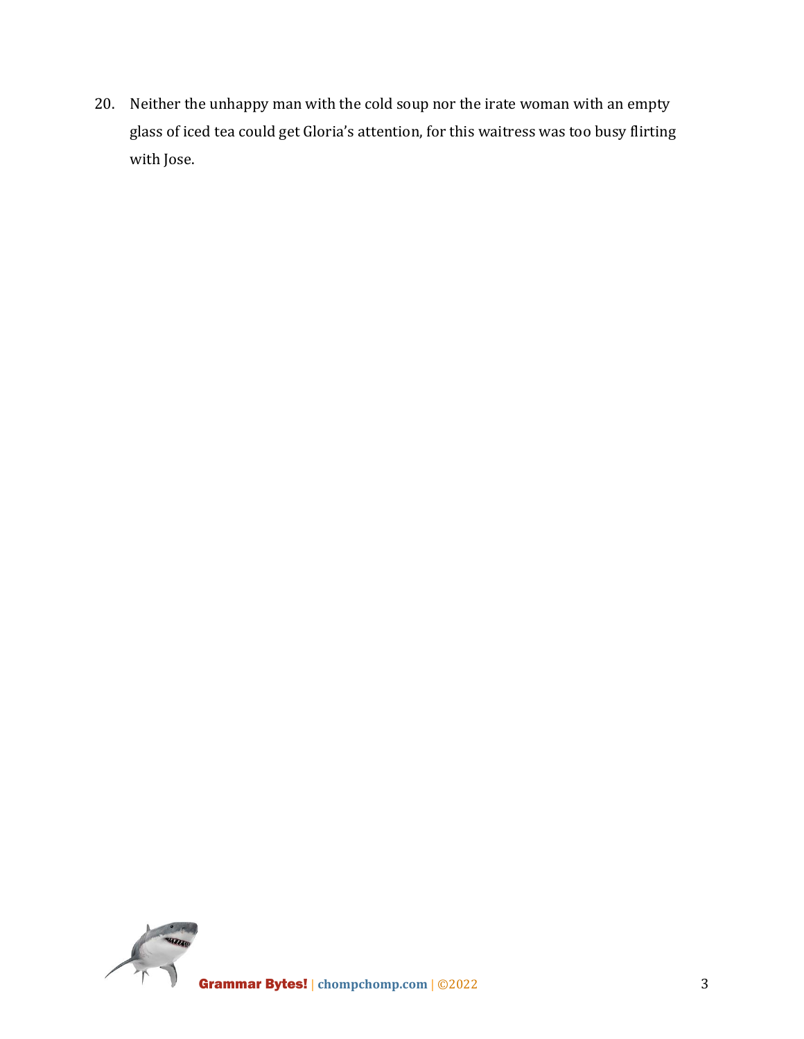20. Neither the unhappy man with the cold soup nor the irate woman with an empty glass of iced tea could get Gloria's attention, for this waitress was too busy flirting with Jose.